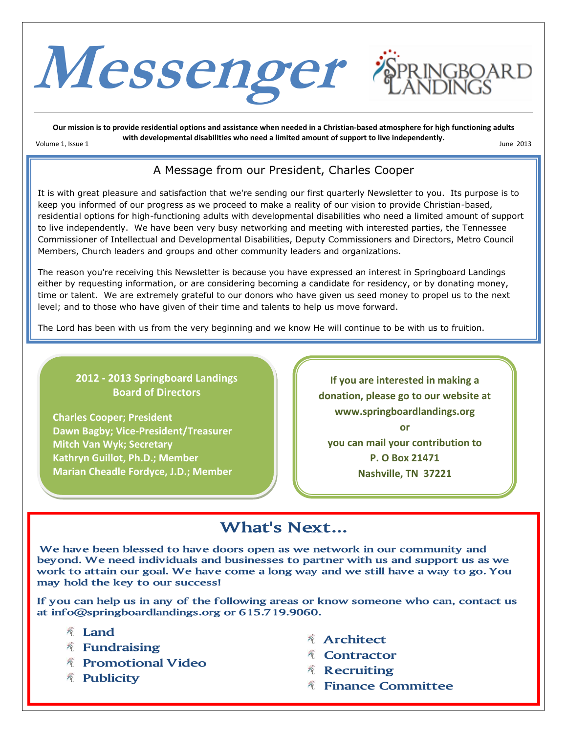# Messenger

SPRINGBOARD LANDINGS

**Our mission is to provide residential options and assistance when needed in a Christian-based atmosphere for high functioning adults with developmental disabilities who need a limited amount of support to live independently.**

Volume 1, Issue 1 — June 2013

## A Message from our President, Charles Cooper

It is with great pleasure and satisfaction that we're sending our first quarterly Newsletter to you. Its purpose is to keep you informed of our progress as we proceed to make a reality of our vision to provide Christian-based, residential options for high-functioning adults with developmental disabilities who need a limited amount of support to live independently. We have been very busy networking and meeting with interested parties, the Tennessee Commissioner of Intellectual and Developmental Disabilities, Deputy Commissioners and Directors, Metro Council Members, Church leaders and groups and other community leaders and organizations.

The reason you're receiving this Newsletter is because you have expressed an interest in Springboard Landings either by requesting information, or are considering becoming a candidate for residency, or by donating money, time or talent. We are extremely grateful to our donors who have given us seed money to propel us to the next level; and to those who have given of their time and talents to help us move forward.

The Lord has been with us from the very beginning and we know He will continue to be with us to fruition.

### 2012 - 2013 Springboard Landings Board of Directors

**Charles Cooper; President**
**Dawn Bagby; Vice-President/Treasurer**
**Mitch Van Wyk; Secretary**
**Kathryn Guillot, Ph.D.; Member**
**Marian Cheadle Fordyce, J.D.; Member**

**If you are interested in making a donation, please go to our website at www.springboardlandings.org**

**or**

**you can mail your contribution to**
**P. O Box 21471**
**Nashville, TN 37221**

## What's Next...

**We have been blessed to have doors open as we network in our community and beyond. We need individuals and businesses to partner with us and support us as we work to attain our goal. We have come a long way and we still have a way to go. You may hold the key to our success!**

**If you can help us in any of the following areas or know someone who can, contact us at info@springboardlandings.org or 615.719.9060.**

- **Land**
- **Fundraising**
- **Promotional Video**
- **Publicity**
- **Architect**
- **Contractor**
- **Recruiting**
- **Finance Committee**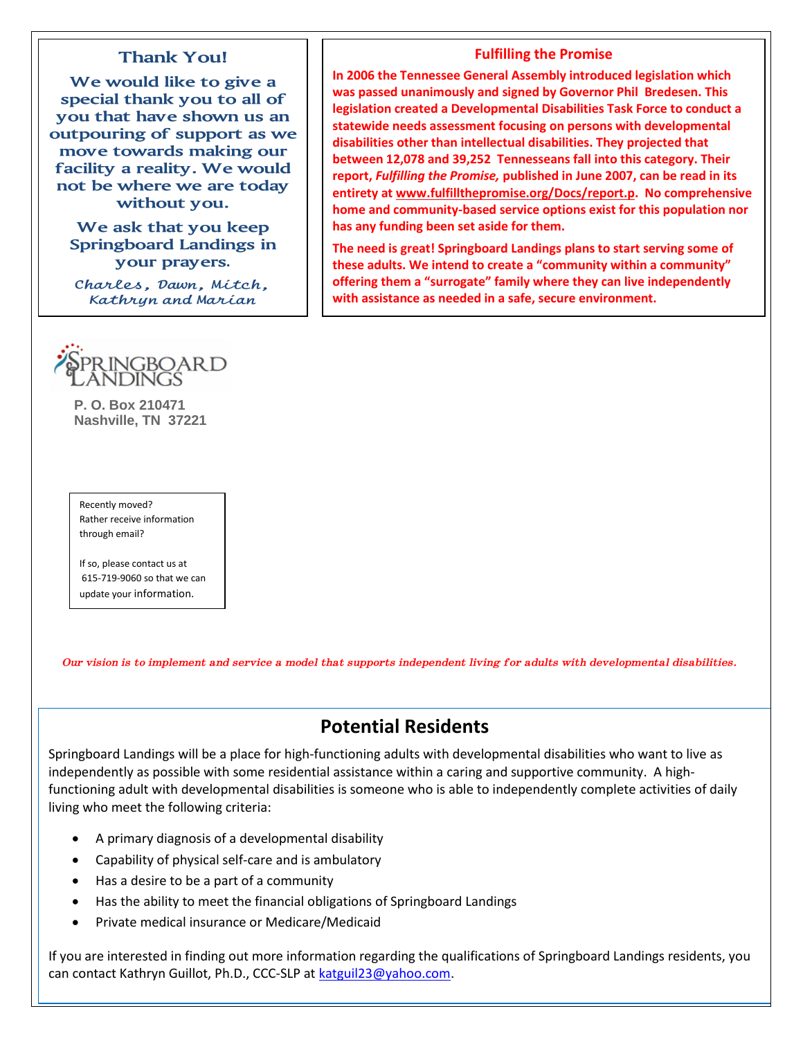## Thank You!

**We would like to give a special thank you to all of you that have shown us an outpouring of support as we move towards making our facility a reality. We would not be where we are today without you.**

**We ask that you keep Springboard Landings in your prayers.**

*Charles, Dawn, Mitch, Kathryn and Marian*

## Fulfilling the Promise

**In 2006 the Tennessee General Assembly introduced legislation which was passed unanimously and signed by Governor Phil Bredesen. This legislation created a Developmental Disabilities Task Force to conduct a statewide needs assessment focusing on persons with developmental disabilities other than intellectual disabilities. They projected that between 12,078 and 39,252 Tennesseans fall into this category. Their report, *Fulfilling the Promise,* published in June 2007, can be read in its entirety at www.fulfillthepromise.org/Docs/report.p. No comprehensive home and community-based service options exist for this population nor has any funding been set aside for them.**

**The need is great! Springboard Landings plans to start serving some of these adults. We intend to create a "community within a community" offering them a "surrogate" family where they can live independently with assistance as needed in a safe, secure environment.**

SPRINGBOARD LANDINGS

**P. O. Box 210471**
**Nashville, TN 37221**

Recently moved?
Rather receive information through email?

If so, please contact us at 615-719-9060 so that we can update your information.

***Our vision is to implement and service a model that supports independent living for adults with developmental disabilities.***

## Potential Residents

Springboard Landings will be a place for high-functioning adults with developmental disabilities who want to live as independently as possible with some residential assistance within a caring and supportive community. A high-functioning adult with developmental disabilities is someone who is able to independently complete activities of daily living who meet the following criteria:

- A primary diagnosis of a developmental disability
- Capability of physical self-care and is ambulatory
- Has a desire to be a part of a community
- Has the ability to meet the financial obligations of Springboard Landings
- Private medical insurance or Medicare/Medicaid

If you are interested in finding out more information regarding the qualifications of Springboard Landings residents, you can contact Kathryn Guillot, Ph.D., CCC-SLP at katguil23@yahoo.com.